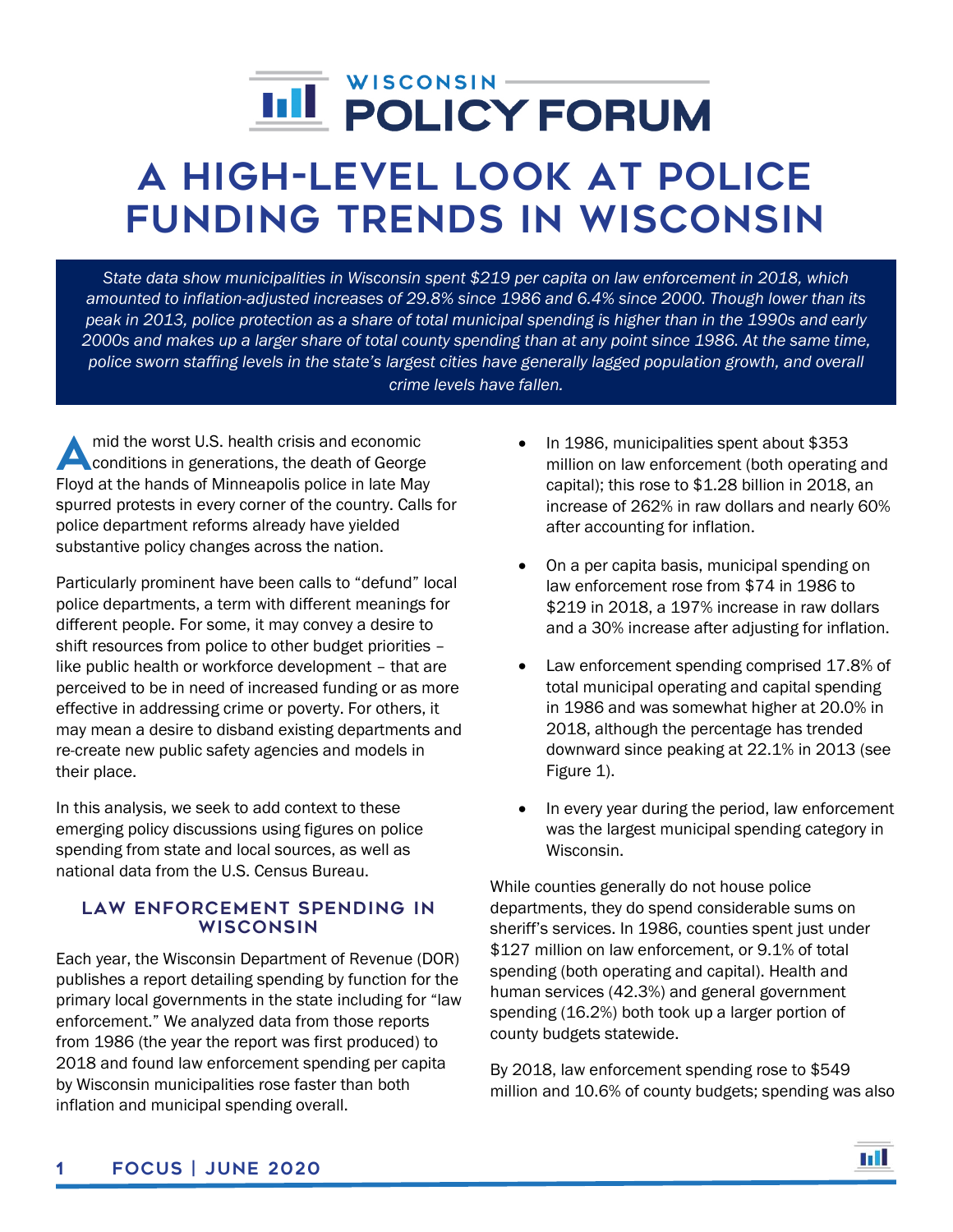# WISCONSIN POLICY FORUM

# A HIGH-LEVEL LOOK AT POLICE FUNDING TRENDS IN WISCONSIN

*State data show municipalities in Wisconsin spent $219 per capita on law enforcement in 2018, which amounted to inflation-adjusted increases of 29.8% since 1986 and 6.4% since 2000. Though lower than its peak in 2013, police protection as a share of total municipal spending is higher than in the 1990s and early 2000s and makes up a larger share of total county spending than at any point since 1986. At the same time, police sworn staffing levels in the state's largest cities have generally lagged population growth, and overall crime levels have fallen.*

Amid the worst U.S. health crisis and economic conditions in generations, the death of George Floyd at the hands of Minneapolis police in late May spurred protests in every corner of the country. Calls for police department reforms already have yielded substantive policy changes across the nation.

Particularly prominent have been calls to "defund" local police departments, a term with different meanings for different people. For some, it may convey a desire to shift resources from police to other budget priorities – like public health or workforce development – that are perceived to be in need of increased funding or as more effective in addressing crime or poverty. For others, it may mean a desire to disband existing departments and re-create new public safety agencies and models in their place.

In this analysis, we seek to add context to these emerging policy discussions using figures on police spending from state and local sources, as well as national data from the U.S. Census Bureau.

## LAW ENFORCEMENT SPENDING IN WISCONSIN

Each year, the Wisconsin Department of Revenue (DOR) publishes a report detailing spending by function for the primary local governments in the state including for "law enforcement." We analyzed data from those reports from 1986 (the year the report was first produced) to 2018 and found law enforcement spending per capita by Wisconsin municipalities rose faster than both inflation and municipal spending overall.

- In 1986, municipalities spent about $353 million on law enforcement (both operating and capital); this rose to $1.28 billion in 2018, an increase of 262% in raw dollars and nearly 60% after accounting for inflation.
- On a per capita basis, municipal spending on law enforcement rose from $74 in 1986 to $219 in 2018, a 197% increase in raw dollars and a 30% increase after adjusting for inflation.
- Law enforcement spending comprised 17.8% of total municipal operating and capital spending in 1986 and was somewhat higher at 20.0% in 2018, although the percentage has trended downward since peaking at 22.1% in 2013 (see Figure 1).
- In every year during the period, law enforcement was the largest municipal spending category in Wisconsin.

While counties generally do not house police departments, they do spend considerable sums on sheriff's services. In 1986, counties spent just under $127 million on law enforcement, or 9.1% of total spending (both operating and capital). Health and human services (42.3%) and general government spending (16.2%) both took up a larger portion of county budgets statewide.

By 2018, law enforcement spending rose to $549 million and 10.6% of county budgets; spending was also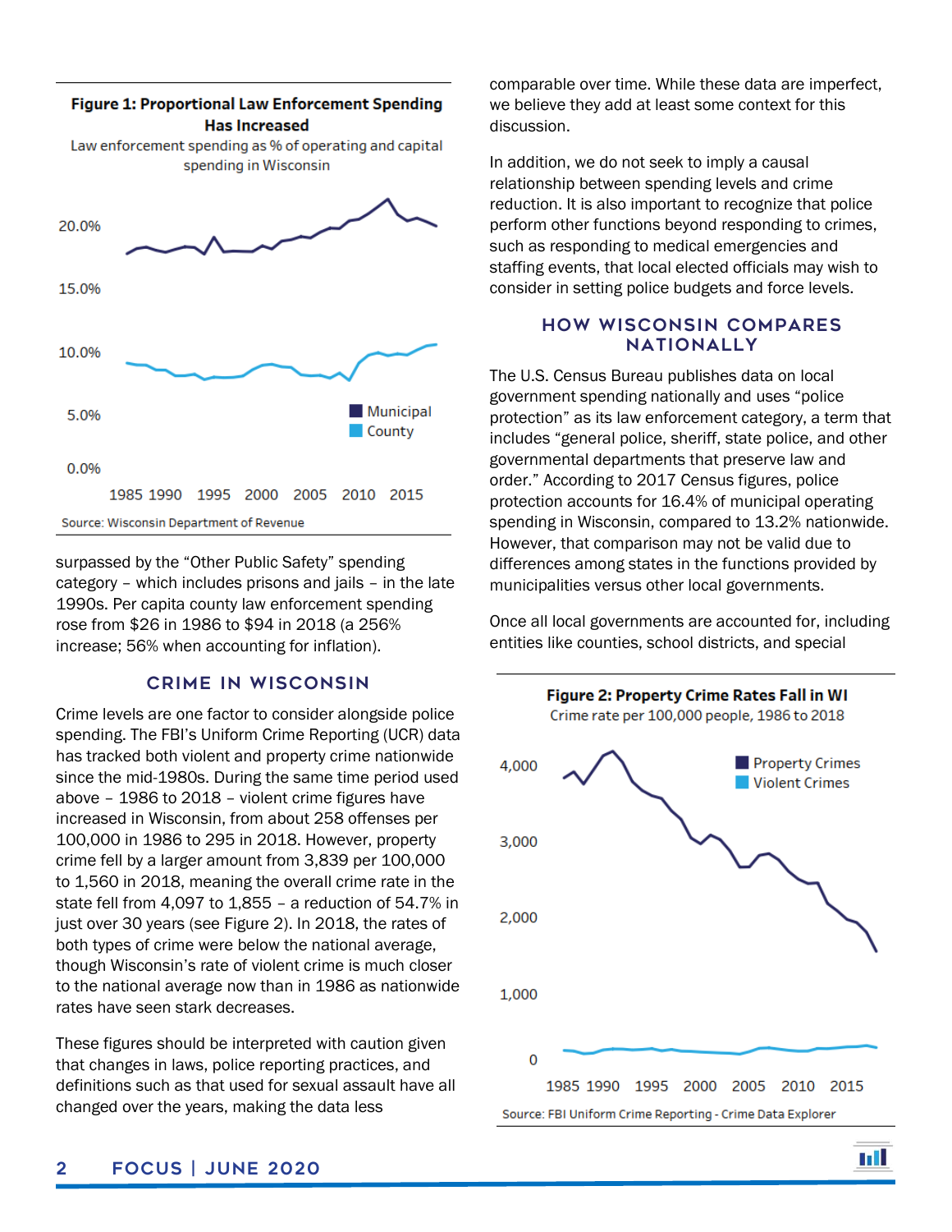**Figure 1: Proportional Law Enforcement Spending Has Increased**

Law enforcement spending as % of operating and capital spending in Wisconsin

Source: Wisconsin Department of Revenue

surpassed by the "Other Public Safety" spending category – which includes prisons and jails – in the late 1990s. Per capita county law enforcement spending rose from $26 in 1986 to $94 in 2018 (a 256% increase; 56% when accounting for inflation).

## CRIME IN WISCONSIN

Crime levels are one factor to consider alongside police spending. The FBI's Uniform Crime Reporting (UCR) data has tracked both violent and property crime nationwide since the mid-1980s. During the same time period used above – 1986 to 2018 – violent crime figures have increased in Wisconsin, from about 258 offenses per 100,000 in 1986 to 295 in 2018. However, property crime fell by a larger amount from 3,839 per 100,000 to 1,560 in 2018, meaning the overall crime rate in the state fell from 4,097 to 1,855 – a reduction of 54.7% in just over 30 years (see Figure 2). In 2018, the rates of both types of crime were below the national average, though Wisconsin's rate of violent crime is much closer to the national average now than in 1986 as nationwide rates have seen stark decreases.

These figures should be interpreted with caution given that changes in laws, police reporting practices, and definitions such as that used for sexual assault have all changed over the years, making the data less comparable over time. While these data are imperfect, we believe they add at least some context for this discussion.

In addition, we do not seek to imply a causal relationship between spending levels and crime reduction. It is also important to recognize that police perform other functions beyond responding to crimes, such as responding to medical emergencies and staffing events, that local elected officials may wish to consider in setting police budgets and force levels.

## HOW WISCONSIN COMPARES NATIONALLY

The U.S. Census Bureau publishes data on local government spending nationally and uses "police protection" as its law enforcement category, a term that includes "general police, sheriff, state police, and other governmental departments that preserve law and order." According to 2017 Census figures, police protection accounts for 16.4% of municipal operating spending in Wisconsin, compared to 13.2% nationwide. However, that comparison may not be valid due to differences among states in the functions provided by municipalities versus other local governments.

Once all local governments are accounted for, including entities like counties, school districts, and special

**Figure 2: Property Crime Rates Fall in WI**

Crime rate per 100,000 people, 1986 to 2018

Source: FBI Uniform Crime Reporting - Crime Data Explorer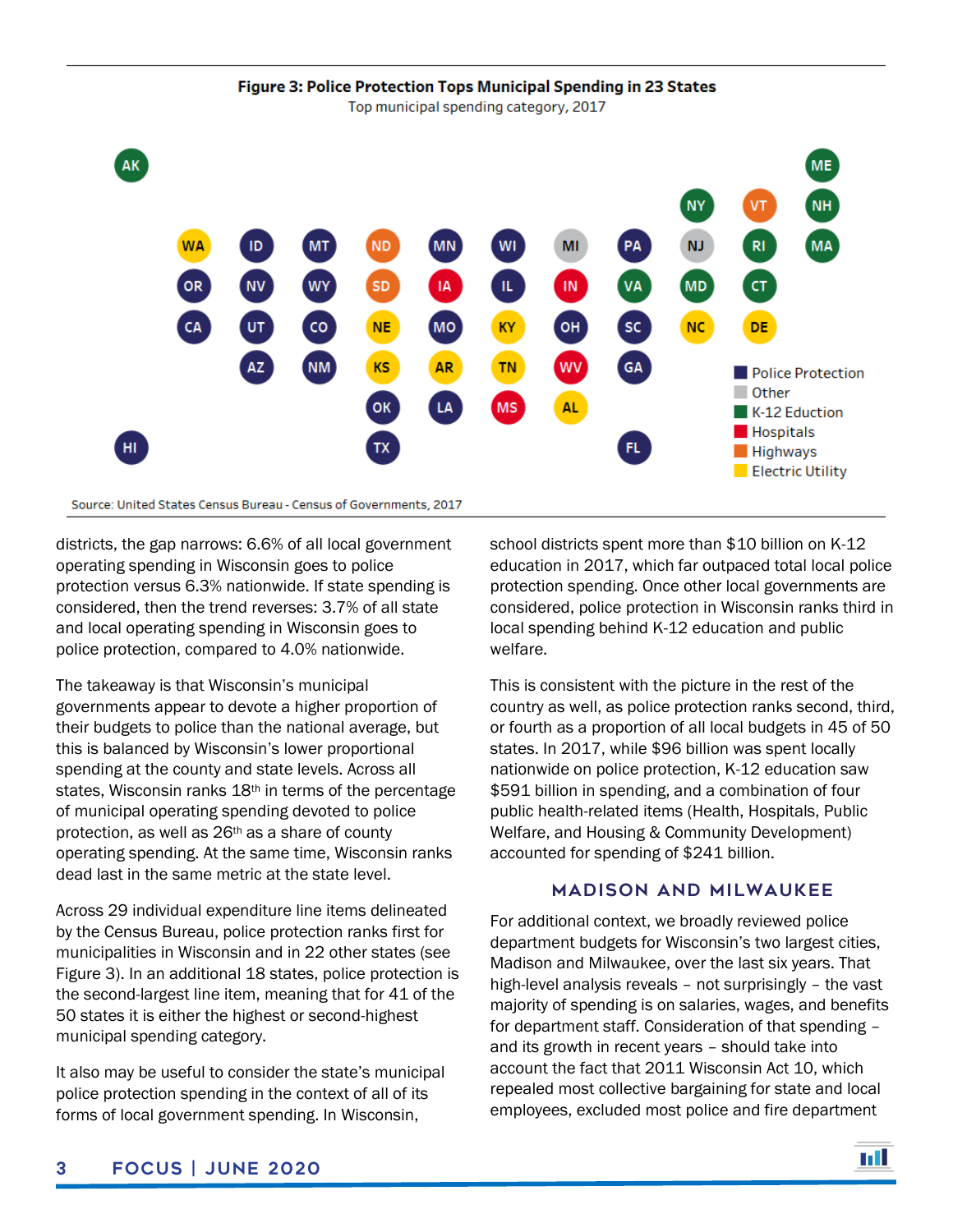**Figure 3: Police Protection Tops Municipal Spending in 23 States**

Top municipal spending category, 2017

Source: United States Census Bureau - Census of Governments, 2017

districts, the gap narrows: 6.6% of all local government operating spending in Wisconsin goes to police protection versus 6.3% nationwide. If state spending is considered, then the trend reverses: 3.7% of all state and local operating spending in Wisconsin goes to police protection, compared to 4.0% nationwide.

The takeaway is that Wisconsin's municipal governments appear to devote a higher proportion of their budgets to police than the national average, but this is balanced by Wisconsin's lower proportional spending at the county and state levels. Across all states, Wisconsin ranks 18th in terms of the percentage of municipal operating spending devoted to police protection, as well as 26th as a share of county operating spending. At the same time, Wisconsin ranks dead last in the same metric at the state level.

Across 29 individual expenditure line items delineated by the Census Bureau, police protection ranks first for municipalities in Wisconsin and in 22 other states (see Figure 3). In an additional 18 states, police protection is the second-largest line item, meaning that for 41 of the 50 states it is either the highest or second-highest municipal spending category.

It also may be useful to consider the state's municipal police protection spending in the context of all of its forms of local government spending. In Wisconsin, school districts spent more than $10 billion on K-12 education in 2017, which far outpaced total local police protection spending. Once other local governments are considered, police protection in Wisconsin ranks third in local spending behind K-12 education and public welfare.

This is consistent with the picture in the rest of the country as well, as police protection ranks second, third, or fourth as a proportion of all local budgets in 45 of 50 states. In 2017, while $96 billion was spent locally nationwide on police protection, K-12 education saw $591 billion in spending, and a combination of four public health-related items (Health, Hospitals, Public Welfare, and Housing & Community Development) accounted for spending of $241 billion.

## MADISON AND MILWAUKEE

For additional context, we broadly reviewed police department budgets for Wisconsin's two largest cities, Madison and Milwaukee, over the last six years. That high-level analysis reveals – not surprisingly – the vast majority of spending is on salaries, wages, and benefits for department staff. Consideration of that spending – and its growth in recent years – should take into account the fact that 2011 Wisconsin Act 10, which repealed most collective bargaining for state and local employees, excluded most police and fire department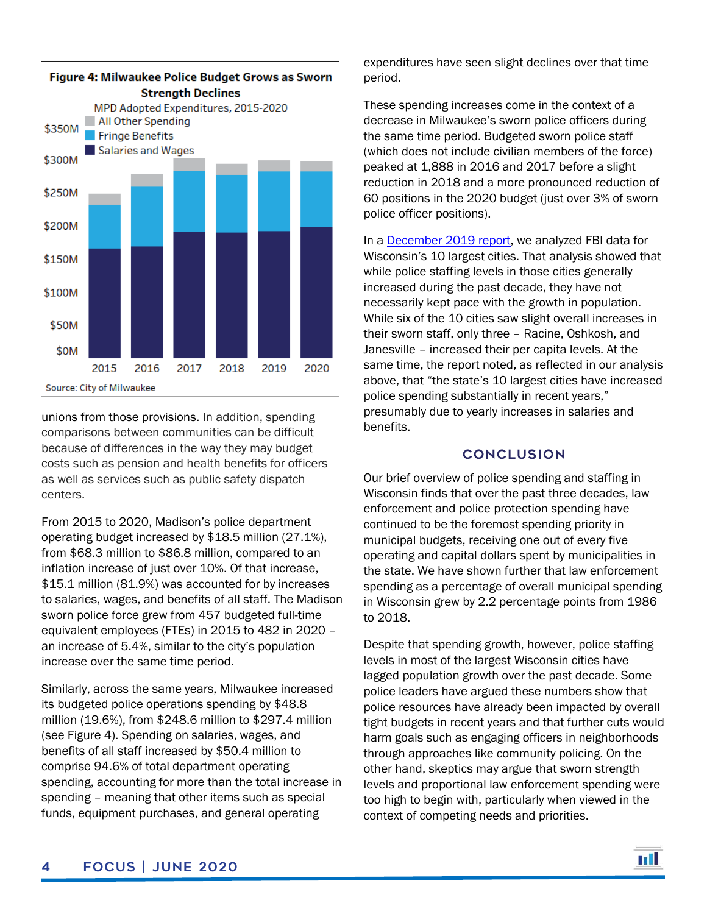**Figure 4: Milwaukee Police Budget Grows as Sworn Strength Declines**

MPD Adopted Expenditures, 2015-2020

Source: City of Milwaukee

unions from those provisions. In addition, spending comparisons between communities can be difficult because of differences in the way they may budget costs such as pension and health benefits for officers as well as services such as public safety dispatch centers.

From 2015 to 2020, Madison's police department operating budget increased by $18.5 million (27.1%), from $68.3 million to $86.8 million, compared to an inflation increase of just over 10%. Of that increase, $15.1 million (81.9%) was accounted for by increases to salaries, wages, and benefits of all staff. The Madison sworn police force grew from 457 budgeted full-time equivalent employees (FTEs) in 2015 to 482 in 2020 – an increase of 5.4%, similar to the city's population increase over the same time period.

Similarly, across the same years, Milwaukee increased its budgeted police operations spending by $48.8 million (19.6%), from $248.6 million to $297.4 million (see Figure 4). Spending on salaries, wages, and benefits of all staff increased by $50.4 million to comprise 94.6% of total department operating spending, accounting for more than the total increase in spending – meaning that other items such as special funds, equipment purchases, and general operating expenditures have seen slight declines over that time period.

These spending increases come in the context of a decrease in Milwaukee's sworn police officers during the same time period. Budgeted sworn police staff (which does not include civilian members of the force) peaked at 1,888 in 2016 and 2017 before a slight reduction in 2018 and a more pronounced reduction of 60 positions in the 2020 budget (just over 3% of sworn police officer positions).

In a [December 2019 report](), we analyzed FBI data for Wisconsin's 10 largest cities. That analysis showed that while police staffing levels in those cities generally increased during the past decade, they have not necessarily kept pace with the growth in population. While six of the 10 cities saw slight overall increases in their sworn staff, only three – Racine, Oshkosh, and Janesville – increased their per capita levels. At the same time, the report noted, as reflected in our analysis above, that "the state's 10 largest cities have increased police spending substantially in recent years," presumably due to yearly increases in salaries and benefits.

## CONCLUSION

Our brief overview of police spending and staffing in Wisconsin finds that over the past three decades, law enforcement and police protection spending have continued to be the foremost spending priority in municipal budgets, receiving one out of every five operating and capital dollars spent by municipalities in the state. We have shown further that law enforcement spending as a percentage of overall municipal spending in Wisconsin grew by 2.2 percentage points from 1986 to 2018.

Despite that spending growth, however, police staffing levels in most of the largest Wisconsin cities have lagged population growth over the past decade. Some police leaders have argued these numbers show that police resources have already been impacted by overall tight budgets in recent years and that further cuts would harm goals such as engaging officers in neighborhoods through approaches like community policing. On the other hand, skeptics may argue that sworn strength levels and proportional law enforcement spending were too high to begin with, particularly when viewed in the context of competing needs and priorities.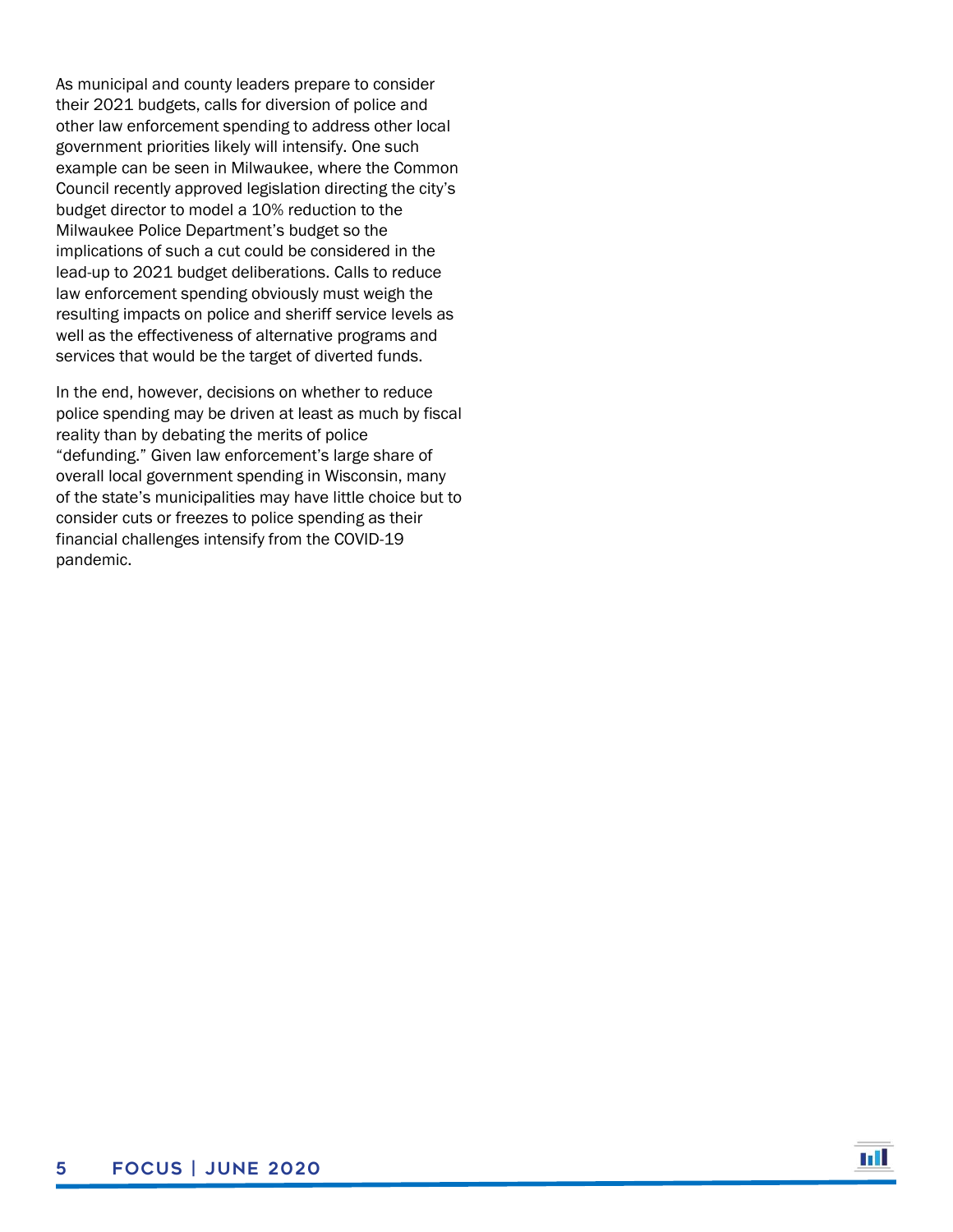As municipal and county leaders prepare to consider their 2021 budgets, calls for diversion of police and other law enforcement spending to address other local government priorities likely will intensify. One such example can be seen in Milwaukee, where the Common Council recently approved legislation directing the city's budget director to model a 10% reduction to the Milwaukee Police Department's budget so the implications of such a cut could be considered in the lead-up to 2021 budget deliberations. Calls to reduce law enforcement spending obviously must weigh the resulting impacts on police and sheriff service levels as well as the effectiveness of alternative programs and services that would be the target of diverted funds.

In the end, however, decisions on whether to reduce police spending may be driven at least as much by fiscal reality than by debating the merits of police "defunding." Given law enforcement's large share of overall local government spending in Wisconsin, many of the state's municipalities may have little choice but to consider cuts or freezes to police spending as their financial challenges intensify from the COVID-19 pandemic.